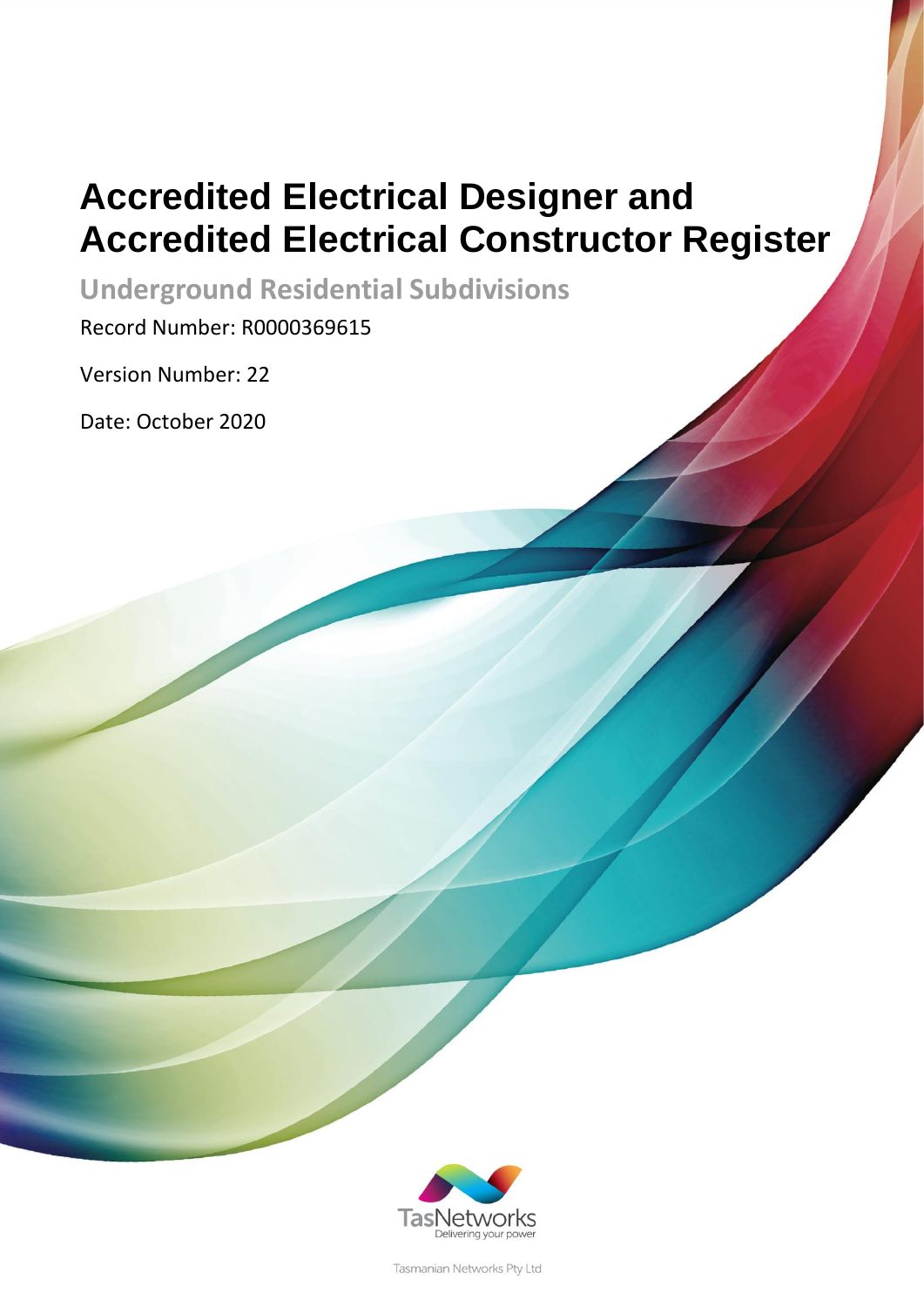# Accredited Electrical Designer and Accredited Electrical Constructor Register

## Underground Residential Subdivisions

Record Number: R0000369615

Version Number: 22

Date: October 2020

TasNetworks
Delivering your power

Tasmanian Networks Pty Ltd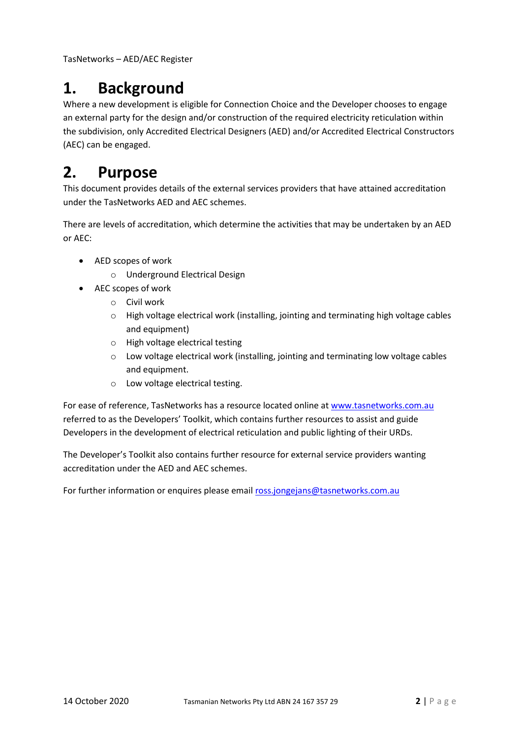# 1. Background

Where a new development is eligible for Connection Choice and the Developer chooses to engage an external party for the design and/or construction of the required electricity reticulation within the subdivision, only Accredited Electrical Designers (AED) and/or Accredited Electrical Constructors (AEC) can be engaged.

# 2. Purpose

This document provides details of the external services providers that have attained accreditation under the TasNetworks AED and AEC schemes.

There are levels of accreditation, which determine the activities that may be undertaken by an AED or AEC:

- AED scopes of work
  - Underground Electrical Design
- AEC scopes of work
  - Civil work
  - High voltage electrical work (installing, jointing and terminating high voltage cables and equipment)
  - High voltage electrical testing
  - Low voltage electrical work (installing, jointing and terminating low voltage cables and equipment.
  - Low voltage electrical testing.

For ease of reference, TasNetworks has a resource located online at www.tasnetworks.com.au referred to as the Developers' Toolkit, which contains further resources to assist and guide Developers in the development of electrical reticulation and public lighting of their URDs.

The Developer's Toolkit also contains further resource for external service providers wanting accreditation under the AED and AEC schemes.

For further information or enquires please email ross.jongejans@tasnetworks.com.au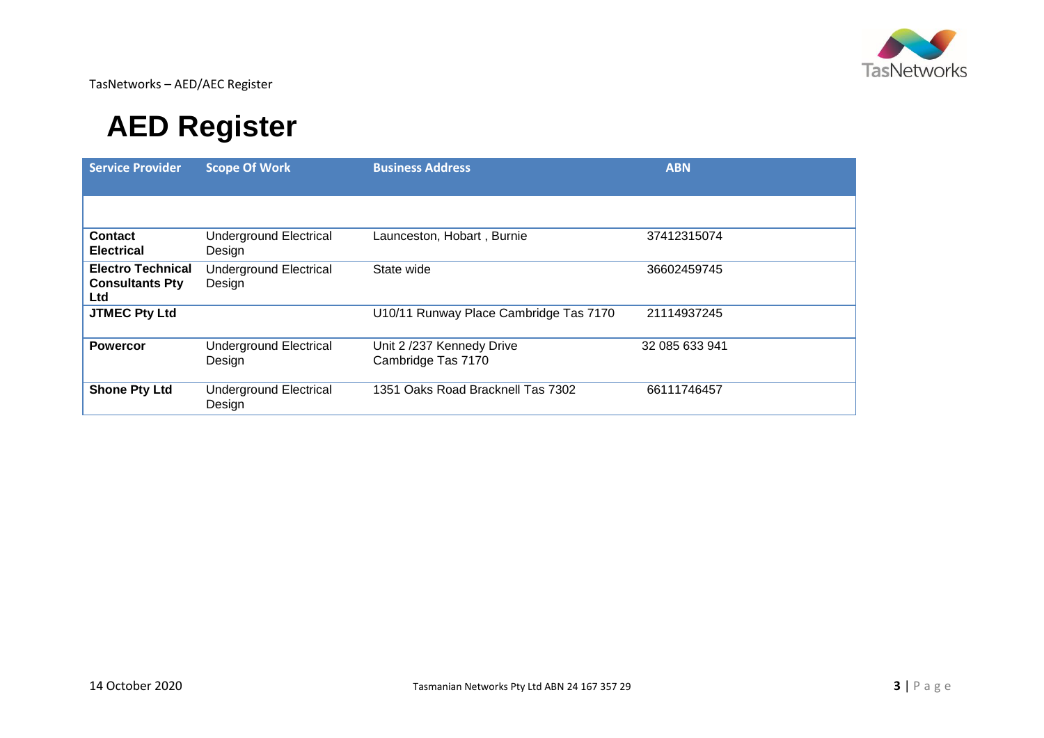# AED Register

| Service Provider | Scope Of Work | Business Address | ABN |
|---|---|---|---|
| | | | |
| **Contact Electrical** | Underground Electrical Design | Launceston, Hobart , Burnie | 37412315074 |
| **Electro Technical Consultants Pty Ltd** | Underground Electrical Design | State wide | 36602459745 |
| **JTMEC Pty Ltd** | | U10/11 Runway Place Cambridge Tas 7170 | 21114937245 |
| **Powercor** | Underground Electrical Design | Unit 2 /237 Kennedy Drive Cambridge Tas 7170 | 32 085 633 941 |
| **Shone Pty Ltd** | Underground Electrical Design | 1351 Oaks Road Bracknell Tas 7302 | 66111746457 |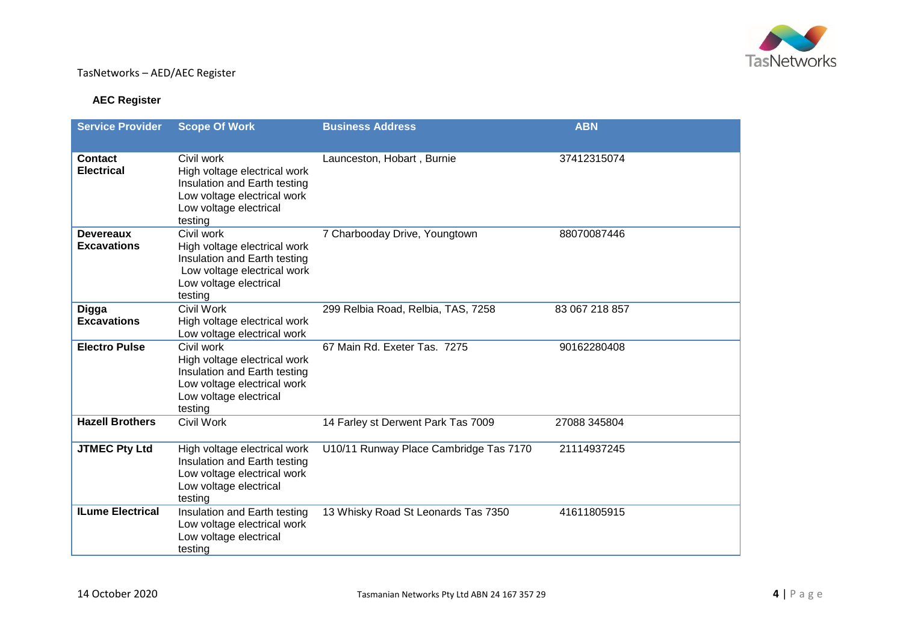## AEC Register

| Service Provider | Scope Of Work | Business Address | ABN |
|---|---|---|---|
| **Contact Electrical** | Civil work<br>High voltage electrical work<br>Insulation and Earth testing<br>Low voltage electrical work<br>Low voltage electrical testing | Launceston, Hobart , Burnie | 37412315074 |
| **Devereaux Excavations** | Civil work<br>High voltage electrical work<br>Insulation and Earth testing<br>Low voltage electrical work<br>Low voltage electrical testing | 7 Charbooday Drive, Youngtown | 88070087446 |
| **Digga Excavations** | Civil Work<br>High voltage electrical work<br>Low voltage electrical work | 299 Relbia Road, Relbia, TAS, 7258 | 83 067 218 857 |
| **Electro Pulse** | Civil work<br>High voltage electrical work<br>Insulation and Earth testing<br>Low voltage electrical work<br>Low voltage electrical testing | 67 Main Rd. Exeter Tas. 7275 | 90162280408 |
| **Hazell Brothers** | Civil Work | 14 Farley st Derwent Park Tas 7009 | 27088 345804 |
| **JTMEC Pty Ltd** | High voltage electrical work<br>Insulation and Earth testing<br>Low voltage electrical work<br>Low voltage electrical testing | U10/11 Runway Place Cambridge Tas 7170 | 21114937245 |
| **ILume Electrical** | Insulation and Earth testing<br>Low voltage electrical work<br>Low voltage electrical testing | 13 Whisky Road St Leonards Tas 7350 | 41611805915 |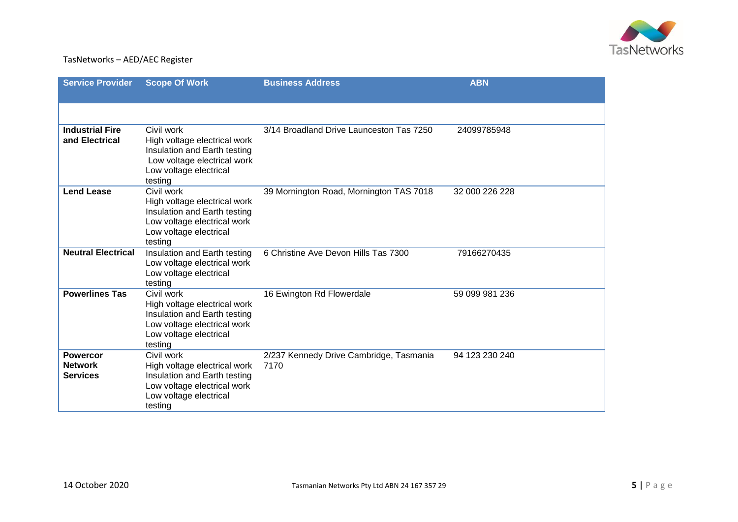| Service Provider | Scope Of Work | Business Address | ABN |
|---|---|---|---|
| | | | |
| **Industrial Fire and Electrical** | Civil work<br>High voltage electrical work<br>Insulation and Earth testing<br>Low voltage electrical work<br>Low voltage electrical testing | 3/14 Broadland Drive Launceston Tas 7250 | 24099785948 |
| **Lend Lease** | Civil work<br>High voltage electrical work<br>Insulation and Earth testing<br>Low voltage electrical work<br>Low voltage electrical testing | 39 Mornington Road, Mornington TAS 7018 | 32 000 226 228 |
| **Neutral Electrical** | Insulation and Earth testing<br>Low voltage electrical work<br>Low voltage electrical testing | 6 Christine Ave Devon Hills Tas 7300 | 79166270435 |
| **Powerlines Tas** | Civil work<br>High voltage electrical work<br>Insulation and Earth testing<br>Low voltage electrical work<br>Low voltage electrical testing | 16 Ewington Rd Flowerdale | 59 099 981 236 |
| **Powercor Network Services** | Civil work<br>High voltage electrical work<br>Insulation and Earth testing<br>Low voltage electrical work<br>Low voltage electrical testing | 2/237 Kennedy Drive Cambridge, Tasmania 7170 | 94 123 230 240 |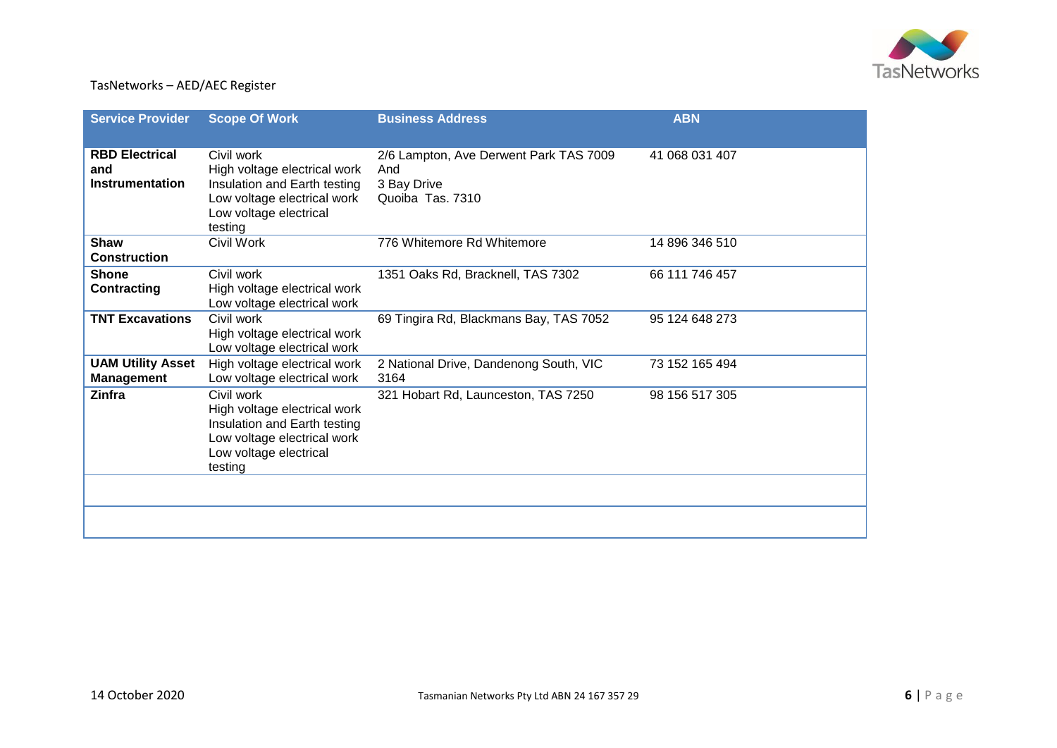TasNetworks – AED/AEC Register

| Service Provider | Scope Of Work | Business Address | ABN |
|---|---|---|---|
| **RBD Electrical and Instrumentation** | Civil work<br>High voltage electrical work<br>Insulation and Earth testing<br>Low voltage electrical work<br>Low voltage electrical testing | 2/6 Lampton, Ave Derwent Park TAS 7009<br>And<br>3 Bay Drive<br>Quoiba Tas. 7310 | 41 068 031 407 |
| **Shaw Construction** | Civil Work | 776 Whitemore Rd Whitemore | 14 896 346 510 |
| **Shone Contracting** | Civil work<br>High voltage electrical work<br>Low voltage electrical work | 1351 Oaks Rd, Bracknell, TAS 7302 | 66 111 746 457 |
| **TNT Excavations** | Civil work<br>High voltage electrical work<br>Low voltage electrical work | 69 Tingira Rd, Blackmans Bay, TAS 7052 | 95 124 648 273 |
| **UAM Utility Asset Management** | High voltage electrical work<br>Low voltage electrical work | 2 National Drive, Dandenong South, VIC 3164 | 73 152 165 494 |
| **Zinfra** | Civil work<br>High voltage electrical work<br>Insulation and Earth testing<br>Low voltage electrical work<br>Low voltage electrical testing | 321 Hobart Rd, Launceston, TAS 7250 | 98 156 517 305 |
| | | | |
| | | | |

14 October 2020

Tasmanian Networks Pty Ltd ABN 24 167 357 29